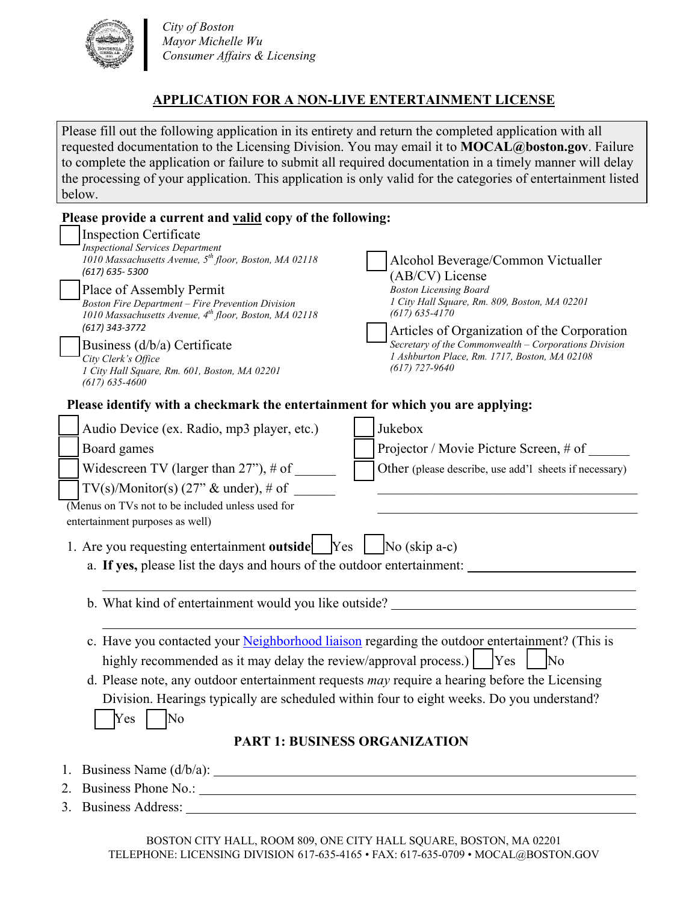City of Boston
Mayor Michelle Wu
Consumer Affairs & Licensing

## APPLICATION FOR A NON-LIVE ENTERTAINMENT LICENSE

Please fill out the following application in its entirety and return the completed application with all requested documentation to the Licensing Division. You may email it to **MOCAL@boston.gov**. Failure to complete the application or failure to submit all required documentation in a timely manner will delay the processing of your application. This application is only valid for the categories of entertainment listed below.

**Please provide a current and valid copy of the following:**

- ☐ Inspection Certificate
  *Inspectional Services Department*
  *1010 Massachusetts Avenue, 5th floor, Boston, MA 02118*
  *(617) 635- 5300*
- ☐ Place of Assembly Permit
  *Boston Fire Department – Fire Prevention Division*
  *1010 Massachusetts Avenue, 4th floor, Boston, MA 02118*
  *(617) 343-3772*
- ☐ Business (d/b/a) Certificate
  *City Clerk's Office*
  *1 City Hall Square, Rm. 601, Boston, MA 02201*
  *(617) 635-4600*
- ☐ Alcohol Beverage/Common Victualler (AB/CV) License
  *Boston Licensing Board*
  *1 City Hall Square, Rm. 809, Boston, MA 02201*
  *(617) 635-4170*
- ☐ Articles of Organization of the Corporation
  *Secretary of the Commonwealth – Corporations Division*
  *1 Ashburton Place, Rm. 1717, Boston, MA 02108*
  *(617) 727-9640*

**Please identify with a checkmark the entertainment for which you are applying:**

- ☐ Audio Device (ex. Radio, mp3 player, etc.)
- ☐ Board games
- ☐ Widescreen TV (larger than 27"), # of ______
- ☐ TV(s)/Monitor(s) (27" & under), # of ______

(Menus on TVs not to be included unless used for entertainment purposes as well)

- ☐ Jukebox
- ☐ Projector / Movie Picture Screen, # of ______
- ☐ Other (please describe, use add'l sheets if necessary)

______________________________________

______________________________________

1. Are you requesting entertainment **outside** ☐ Yes ☐ No (skip a-c)
   a. **If yes,** please list the days and hours of the outdoor entertainment: ______________________
   ______________________________________
   b. What kind of entertainment would you like outside? ______________________
   ______________________________________
   c. Have you contacted your Neighborhood liaison regarding the outdoor entertainment? (This is highly recommended as it may delay the review/approval process.) ☐ Yes ☐ No
   d. Please note, any outdoor entertainment requests *may* require a hearing before the Licensing Division. Hearings typically are scheduled within four to eight weeks. Do you understand? ☐ Yes ☐ No

### PART 1: BUSINESS ORGANIZATION

1. Business Name (d/b/a): ______________________________________
2. Business Phone No.: ______________________________________
3. Business Address: ______________________________________

BOSTON CITY HALL, ROOM 809, ONE CITY HALL SQUARE, BOSTON, MA 02201
TELEPHONE: LICENSING DIVISION 617-635-4165 • FAX: 617-635-0709 • MOCAL@BOSTON.GOV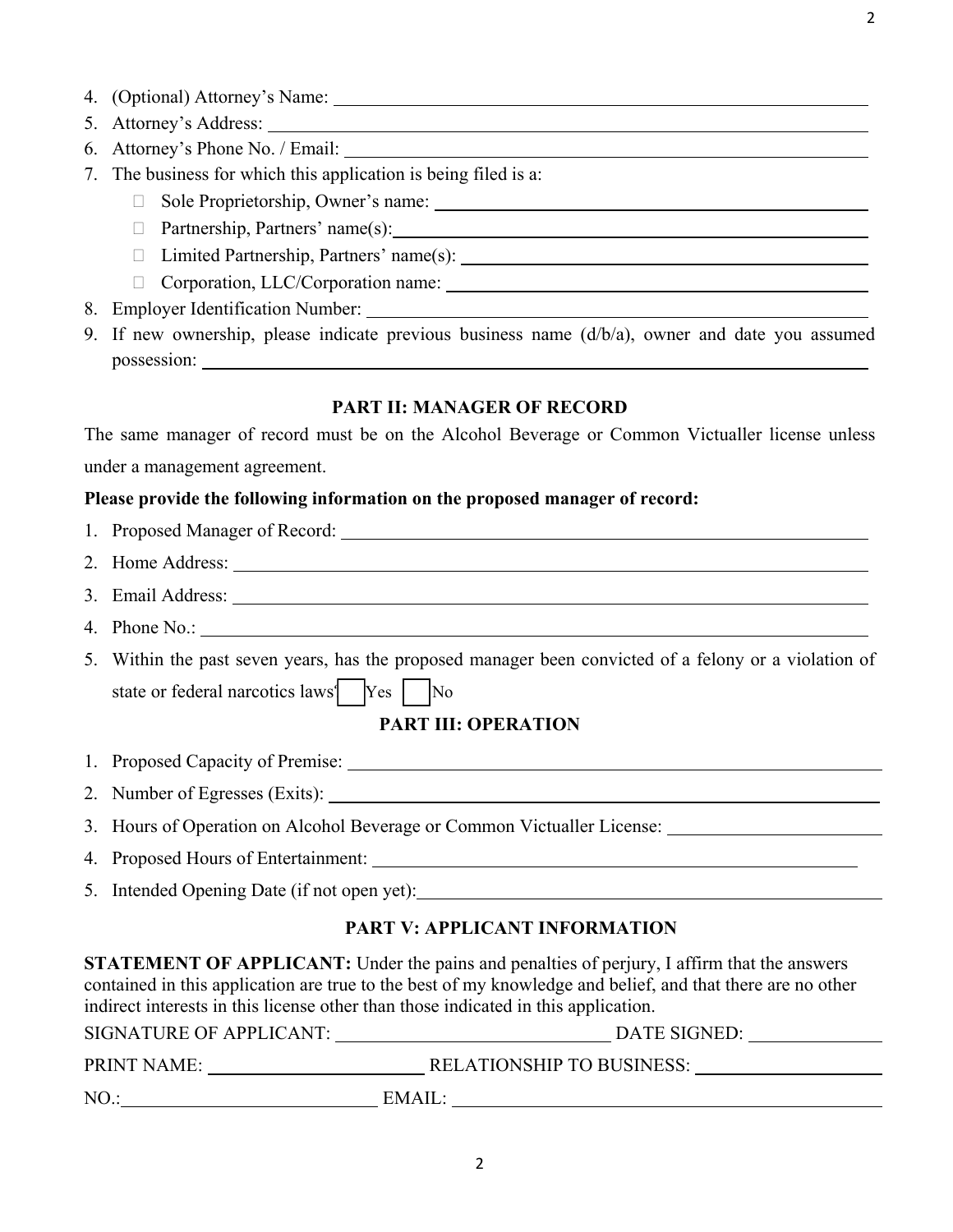4. (Optional) Attorney's Name: \_\_\_\_\_\_\_\_\_\_\_\_\_\_\_\_\_\_\_\_\_\_\_\_\_\_\_\_
5. Attorney's Address: \_\_\_\_\_\_\_\_\_\_\_\_\_\_\_\_\_\_\_\_\_\_\_\_\_\_\_\_
6. Attorney's Phone No. / Email: \_\_\_\_\_\_\_\_\_\_\_\_\_\_\_\_\_\_\_\_\_\_\_\_\_\_\_\_
7. The business for which this application is being filed is a:
   - ☐ Sole Proprietorship, Owner's name: \_\_\_\_\_\_\_\_\_\_\_\_\_\_\_\_\_\_\_\_\_\_\_\_\_\_\_\_
   - ☐ Partnership, Partners' name(s): \_\_\_\_\_\_\_\_\_\_\_\_\_\_\_\_\_\_\_\_\_\_\_\_\_\_\_\_
   - ☐ Limited Partnership, Partners' name(s): \_\_\_\_\_\_\_\_\_\_\_\_\_\_\_\_\_\_\_\_\_\_\_\_\_\_\_\_
   - ☐ Corporation, LLC/Corporation name: \_\_\_\_\_\_\_\_\_\_\_\_\_\_\_\_\_\_\_\_\_\_\_\_\_\_\_\_
8. Employer Identification Number: \_\_\_\_\_\_\_\_\_\_\_\_\_\_\_\_\_\_\_\_\_\_\_\_\_\_\_\_
9. If new ownership, please indicate previous business name (d/b/a), owner and date you assumed possession: \_\_\_\_\_\_\_\_\_\_\_\_\_\_\_\_\_\_\_\_\_\_\_\_\_\_\_\_

## PART II: MANAGER OF RECORD

The same manager of record must be on the Alcohol Beverage or Common Victualler license unless under a management agreement.

**Please provide the following information on the proposed manager of record:**

1. Proposed Manager of Record: \_\_\_\_\_\_\_\_\_\_\_\_\_\_\_\_\_\_\_\_\_\_\_\_\_\_\_\_
2. Home Address: \_\_\_\_\_\_\_\_\_\_\_\_\_\_\_\_\_\_\_\_\_\_\_\_\_\_\_\_
3. Email Address: \_\_\_\_\_\_\_\_\_\_\_\_\_\_\_\_\_\_\_\_\_\_\_\_\_\_\_\_
4. Phone No.: \_\_\_\_\_\_\_\_\_\_\_\_\_\_\_\_\_\_\_\_\_\_\_\_\_\_\_\_
5. Within the past seven years, has the proposed manager been convicted of a felony or a violation of state or federal narcotics laws? ☐ Yes ☐ No

## PART III: OPERATION

1. Proposed Capacity of Premise: \_\_\_\_\_\_\_\_\_\_\_\_\_\_\_\_\_\_\_\_\_\_\_\_\_\_\_\_
2. Number of Egresses (Exits): \_\_\_\_\_\_\_\_\_\_\_\_\_\_\_\_\_\_\_\_\_\_\_\_\_\_\_\_
3. Hours of Operation on Alcohol Beverage or Common Victualler License: \_\_\_\_\_\_\_\_\_\_\_\_\_\_\_\_\_\_\_\_\_\_\_\_\_\_\_\_
4. Proposed Hours of Entertainment: \_\_\_\_\_\_\_\_\_\_\_\_\_\_\_\_\_\_\_\_\_\_\_\_\_\_\_\_
5. Intended Opening Date (if not open yet): \_\_\_\_\_\_\_\_\_\_\_\_\_\_\_\_\_\_\_\_\_\_\_\_\_\_\_\_

## PART V: APPLICANT INFORMATION

**STATEMENT OF APPLICANT:** Under the pains and penalties of perjury, I affirm that the answers contained in this application are true to the best of my knowledge and belief, and that there are no other indirect interests in this license other than those indicated in this application.

SIGNATURE OF APPLICANT: \_\_\_\_\_\_\_\_\_\_\_\_\_\_\_\_\_\_\_\_ DATE SIGNED: \_\_\_\_\_\_\_\_\_\_\_\_

PRINT NAME: \_\_\_\_\_\_\_\_\_\_\_\_\_\_\_\_\_\_\_\_ RELATIONSHIP TO BUSINESS: \_\_\_\_\_\_\_\_\_\_\_\_

NO.: \_\_\_\_\_\_\_\_\_\_\_\_\_\_\_\_\_\_\_\_ EMAIL: \_\_\_\_\_\_\_\_\_\_\_\_\_\_\_\_\_\_\_\_